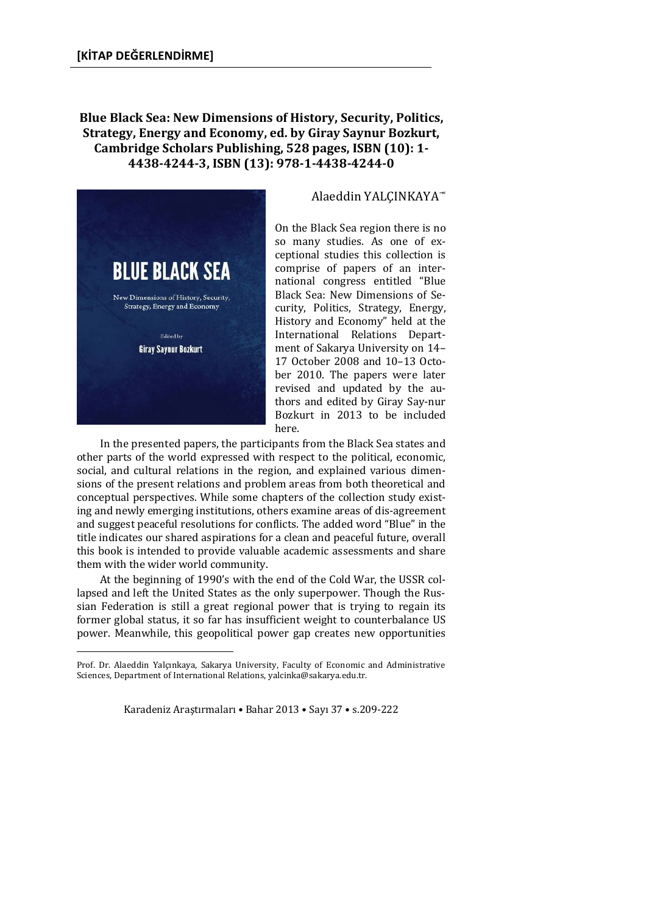**[KİTAP DEĞERLENDİRME]**

## Blue Black Sea: New Dimensions of History, Security, Politics, Strategy, Energy and Economy, ed. by Giray Saynur Bozkurt, Cambridge Scholars Publishing, 528 pages, ISBN (10): 1-4438-4244-3, ISBN (13): 978-1-4438-4244-0

Alaeddin YALÇINKAYA[*]

On the Black Sea region there is no so many studies. As one of exceptional studies this collection is comprise of papers of an international congress entitled "Blue Black Sea: New Dimensions of Security, Politics, Strategy, Energy, History and Economy" held at the International Relations Department of Sakarya University on 14–17 October 2008 and 10–13 October 2010. The papers were later revised and updated by the authors and edited by Giray Say-nur Bozkurt in 2013 to be included here.

In the presented papers, the participants from the Black Sea states and other parts of the world expressed with respect to the political, economic, social, and cultural relations in the region, and explained various dimensions of the present relations and problem areas from both theoretical and conceptual perspectives. While some chapters of the collection study existing and newly emerging institutions, others examine areas of dis-agreement and suggest peaceful resolutions for conflicts. The added word "Blue" in the title indicates our shared aspirations for a clean and peaceful future, overall this book is intended to provide valuable academic assessments and share them with the wider world community.

At the beginning of 1990's with the end of the Cold War, the USSR collapsed and left the United States as the only superpower. Though the Russian Federation is still a great regional power that is trying to regain its former global status, it so far has insufficient weight to counterbalance US power. Meanwhile, this geopolitical power gap creates new opportunities

---

[*] Prof. Dr. Alaeddin Yalçınkaya, Sakarya University, Faculty of Economic and Administrative Sciences, Department of International Relations, yalcinka@sakarya.edu.tr.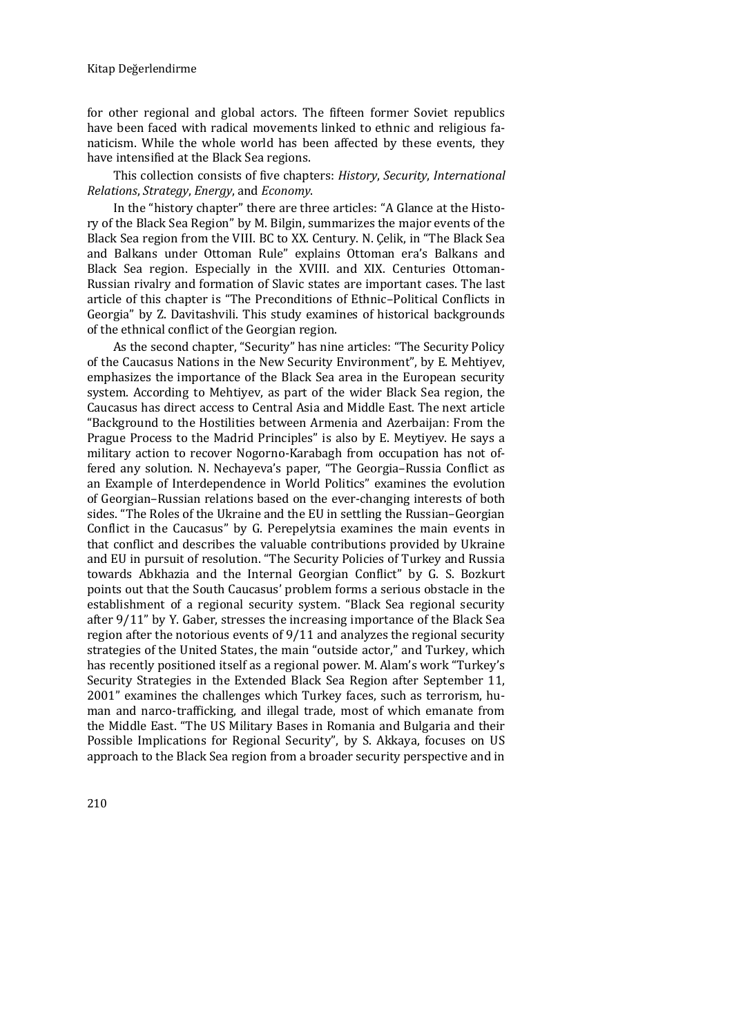for other regional and global actors. The fifteen former Soviet republics have been faced with radical movements linked to ethnic and religious fanaticism. While the whole world has been affected by these events, they have intensified at the Black Sea regions.

This collection consists of five chapters: *History*, *Security*, *International Relations*, *Strategy*, *Energy*, and *Economy*.

In the "history chapter" there are three articles: "A Glance at the History of the Black Sea Region" by M. Bilgin, summarizes the major events of the Black Sea region from the VIII. BC to XX. Century. N. Çelik, in "The Black Sea and Balkans under Ottoman Rule" explains Ottoman era's Balkans and Black Sea region. Especially in the XVIII. and XIX. Centuries Ottoman-Russian rivalry and formation of Slavic states are important cases. The last article of this chapter is "The Preconditions of Ethnic–Political Conflicts in Georgia" by Z. Davitashvili. This study examines of historical backgrounds of the ethnical conflict of the Georgian region.

As the second chapter, "Security" has nine articles: "The Security Policy of the Caucasus Nations in the New Security Environment", by E. Mehtiyev, emphasizes the importance of the Black Sea area in the European security system. According to Mehtiyev, as part of the wider Black Sea region, the Caucasus has direct access to Central Asia and Middle East. The next article "Background to the Hostilities between Armenia and Azerbaijan: From the Prague Process to the Madrid Principles" is also by E. Meytiyev. He says a military action to recover Nogorno-Karabagh from occupation has not offered any solution. N. Nechayeva's paper, "The Georgia–Russia Conflict as an Example of Interdependence in World Politics" examines the evolution of Georgian–Russian relations based on the ever-changing interests of both sides. "The Roles of the Ukraine and the EU in settling the Russian–Georgian Conflict in the Caucasus" by G. Perepelytsia examines the main events in that conflict and describes the valuable contributions provided by Ukraine and EU in pursuit of resolution. "The Security Policies of Turkey and Russia towards Abkhazia and the Internal Georgian Conflict" by G. S. Bozkurt points out that the South Caucasus' problem forms a serious obstacle in the establishment of a regional security system. "Black Sea regional security after 9/11" by Y. Gaber, stresses the increasing importance of the Black Sea region after the notorious events of 9/11 and analyzes the regional security strategies of the United States, the main "outside actor," and Turkey, which has recently positioned itself as a regional power. M. Alam's work "Turkey's Security Strategies in the Extended Black Sea Region after September 11, 2001" examines the challenges which Turkey faces, such as terrorism, human and narco-trafficking, and illegal trade, most of which emanate from the Middle East. "The US Military Bases in Romania and Bulgaria and their Possible Implications for Regional Security", by S. Akkaya, focuses on US approach to the Black Sea region from a broader security perspective and in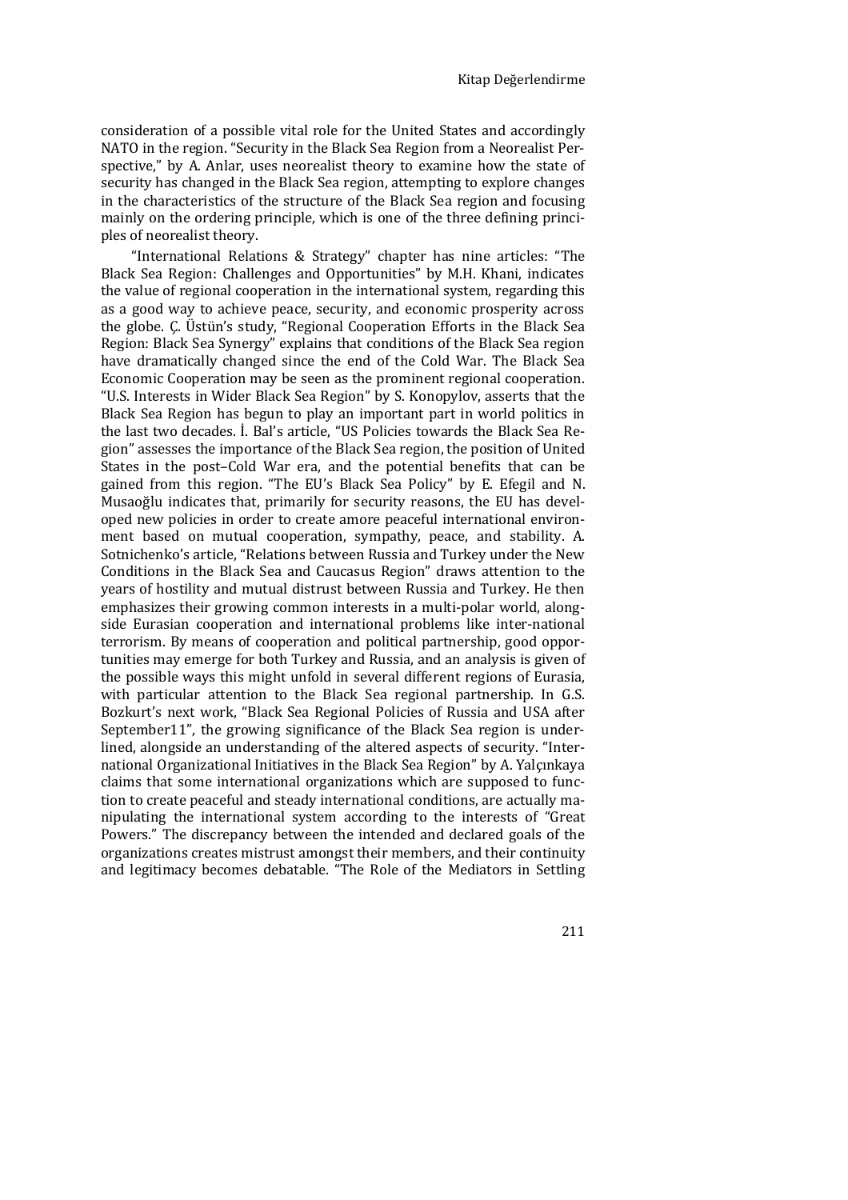consideration of a possible vital role for the United States and accordingly NATO in the region. “Security in the Black Sea Region from a Neorealist Perspective,” by A. Anlar, uses neorealist theory to examine how the state of security has changed in the Black Sea region, attempting to explore changes in the characteristics of the structure of the Black Sea region and focusing mainly on the ordering principle, which is one of the three defining principles of neorealist theory.

“International Relations & Strategy” chapter has nine articles: “The Black Sea Region: Challenges and Opportunities” by M.H. Khani, indicates the value of regional cooperation in the international system, regarding this as a good way to achieve peace, security, and economic prosperity across the globe. Ç. Üstün’s study, “Regional Cooperation Efforts in the Black Sea Region: Black Sea Synergy” explains that conditions of the Black Sea region have dramatically changed since the end of the Cold War. The Black Sea Economic Cooperation may be seen as the prominent regional cooperation. “U.S. Interests in Wider Black Sea Region” by S. Konopylov, asserts that the Black Sea Region has begun to play an important part in world politics in the last two decades. İ. Bal’s article, “US Policies towards the Black Sea Region” assesses the importance of the Black Sea region, the position of United States in the post–Cold War era, and the potential benefits that can be gained from this region. “The EU’s Black Sea Policy” by E. Efegil and N. Musaoğlu indicates that, primarily for security reasons, the EU has developed new policies in order to create amore peaceful international environment based on mutual cooperation, sympathy, peace, and stability. A. Sotnichenko’s article, “Relations between Russia and Turkey under the New Conditions in the Black Sea and Caucasus Region” draws attention to the years of hostility and mutual distrust between Russia and Turkey. He then emphasizes their growing common interests in a multi-polar world, alongside Eurasian cooperation and international problems like inter-national terrorism. By means of cooperation and political partnership, good opportunities may emerge for both Turkey and Russia, and an analysis is given of the possible ways this might unfold in several different regions of Eurasia, with particular attention to the Black Sea regional partnership. In G.S. Bozkurt’s next work, “Black Sea Regional Policies of Russia and USA after September11”, the growing significance of the Black Sea region is underlined, alongside an understanding of the altered aspects of security. “International Organizational Initiatives in the Black Sea Region” by A. Yalçınkaya claims that some international organizations which are supposed to function to create peaceful and steady international conditions, are actually manipulating the international system according to the interests of “Great Powers.” The discrepancy between the intended and declared goals of the organizations creates mistrust amongst their members, and their continuity and legitimacy becomes debatable. “The Role of the Mediators in Settling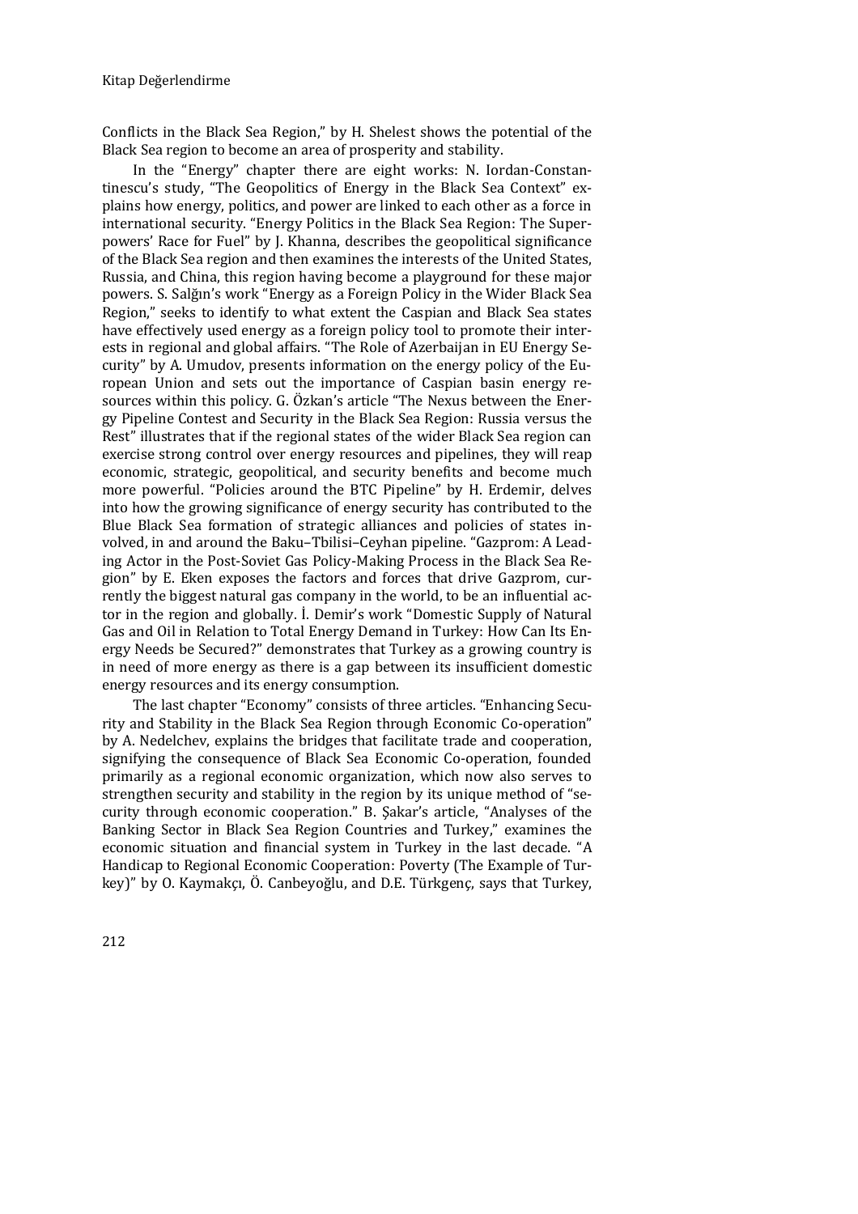Conflicts in the Black Sea Region," by H. Shelest shows the potential of the Black Sea region to become an area of prosperity and stability.

In the "Energy" chapter there are eight works: N. Iordan-Constantinescu's study, "The Geopolitics of Energy in the Black Sea Context" explains how energy, politics, and power are linked to each other as a force in international security. "Energy Politics in the Black Sea Region: The Superpowers' Race for Fuel" by J. Khanna, describes the geopolitical significance of the Black Sea region and then examines the interests of the United States, Russia, and China, this region having become a playground for these major powers. S. Salğın's work "Energy as a Foreign Policy in the Wider Black Sea Region," seeks to identify to what extent the Caspian and Black Sea states have effectively used energy as a foreign policy tool to promote their interests in regional and global affairs. "The Role of Azerbaijan in EU Energy Security" by A. Umudov, presents information on the energy policy of the European Union and sets out the importance of Caspian basin energy resources within this policy. G. Özkan's article "The Nexus between the Energy Pipeline Contest and Security in the Black Sea Region: Russia versus the Rest" illustrates that if the regional states of the wider Black Sea region can exercise strong control over energy resources and pipelines, they will reap economic, strategic, geopolitical, and security benefits and become much more powerful. "Policies around the BTC Pipeline" by H. Erdemir, delves into how the growing significance of energy security has contributed to the Blue Black Sea formation of strategic alliances and policies of states involved, in and around the Baku–Tbilisi–Ceyhan pipeline. "Gazprom: A Leading Actor in the Post-Soviet Gas Policy-Making Process in the Black Sea Region" by E. Eken exposes the factors and forces that drive Gazprom, currently the biggest natural gas company in the world, to be an influential actor in the region and globally. İ. Demir's work "Domestic Supply of Natural Gas and Oil in Relation to Total Energy Demand in Turkey: How Can Its Energy Needs be Secured?" demonstrates that Turkey as a growing country is in need of more energy as there is a gap between its insufficient domestic energy resources and its energy consumption.

The last chapter "Economy" consists of three articles. "Enhancing Security and Stability in the Black Sea Region through Economic Co-operation" by A. Nedelchev, explains the bridges that facilitate trade and cooperation, signifying the consequence of Black Sea Economic Co-operation, founded primarily as a regional economic organization, which now also serves to strengthen security and stability in the region by its unique method of "security through economic cooperation." B. Şakar's article, "Analyses of the Banking Sector in Black Sea Region Countries and Turkey," examines the economic situation and financial system in Turkey in the last decade. "A Handicap to Regional Economic Cooperation: Poverty (The Example of Turkey)" by O. Kaymakçı, Ö. Canbeyoğlu, and D.E. Türkgenç, says that Turkey,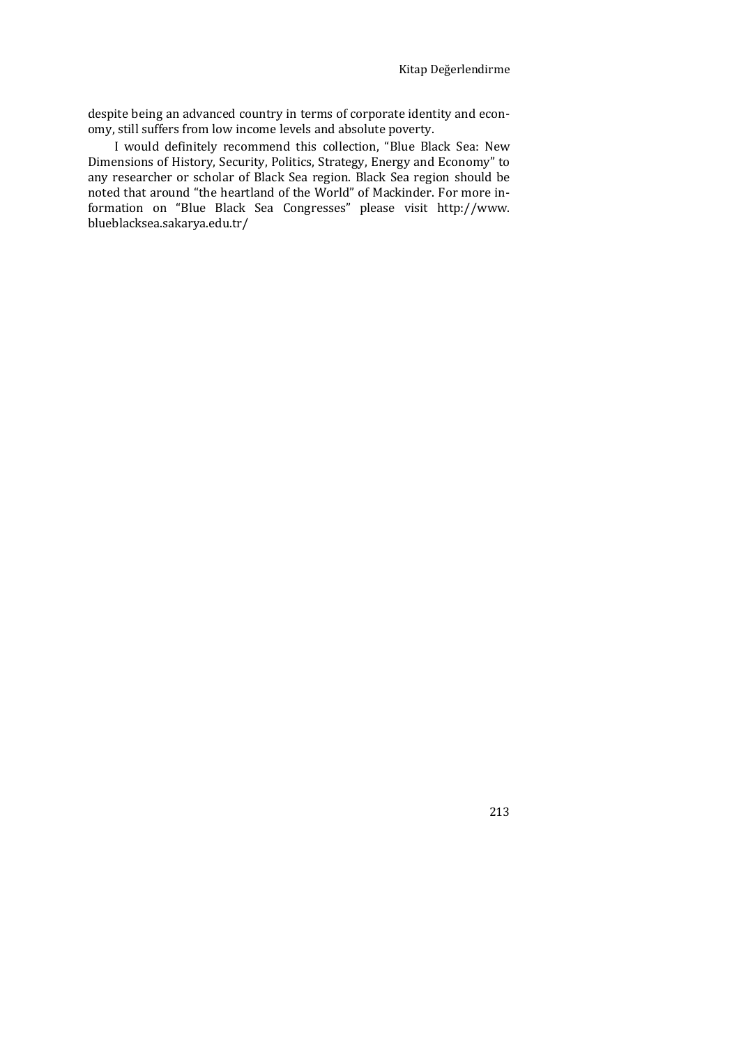despite being an advanced country in terms of corporate identity and economy, still suffers from low income levels and absolute poverty.

I would definitely recommend this collection, "Blue Black Sea: New Dimensions of History, Security, Politics, Strategy, Energy and Economy" to any researcher or scholar of Black Sea region. Black Sea region should be noted that around "the heartland of the World" of Mackinder. For more information on "Blue Black Sea Congresses" please visit http://www.blueblacksea.sakarya.edu.tr/